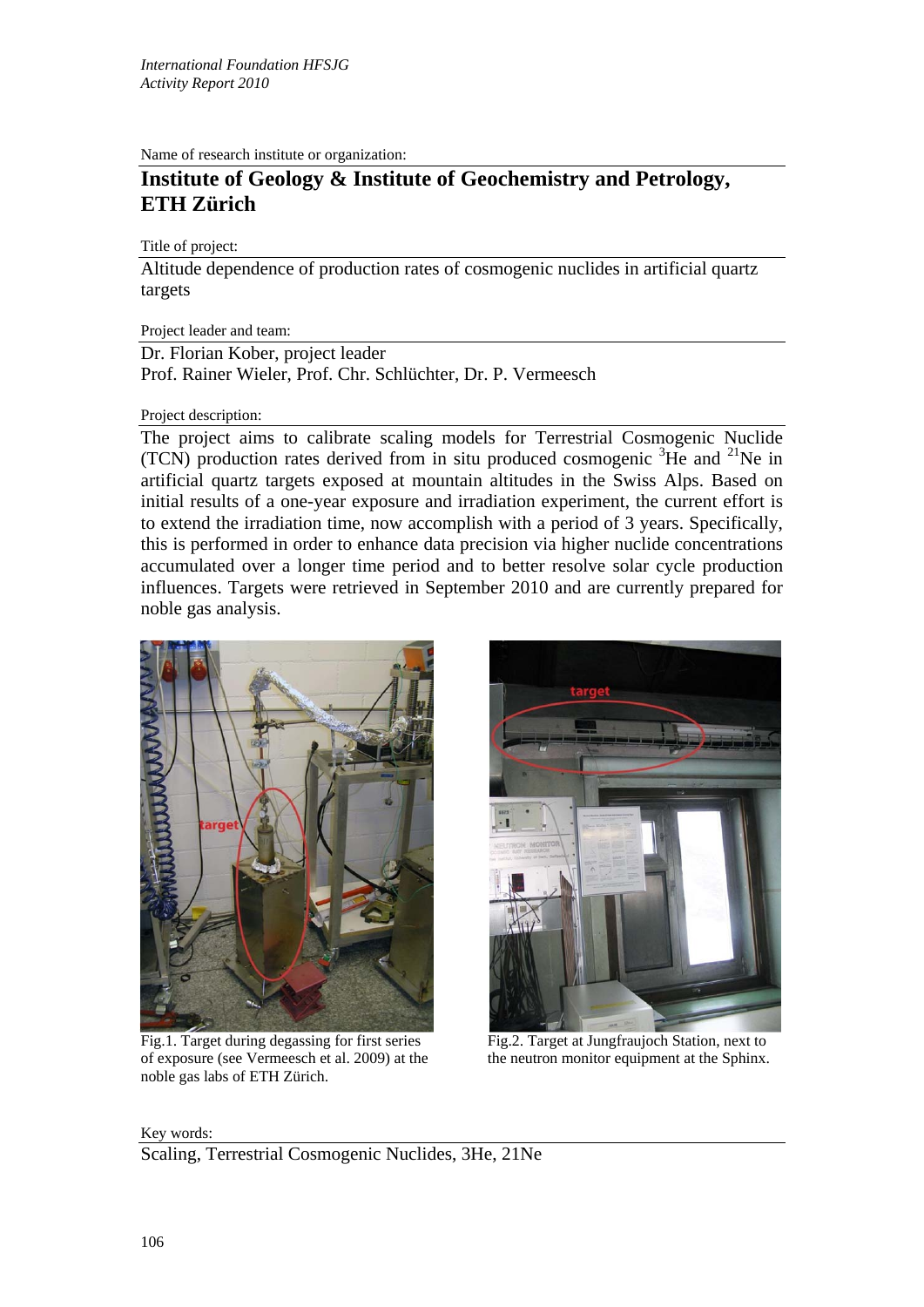*International Foundation HFSJG*
*Activity Report 2010*

Name of research institute or organization:

## Institute of Geology & Institute of Geochemistry and Petrology, ETH Zürich

Title of project:

Altitude dependence of production rates of cosmogenic nuclides in artificial quartz targets

Project leader and team:

Dr. Florian Kober, project leader
Prof. Rainer Wieler, Prof. Chr. Schlüchter, Dr. P. Vermeesch

Project description:

The project aims to calibrate scaling models for Terrestrial Cosmogenic Nuclide (TCN) production rates derived from in situ produced cosmogenic $^{3}$He and $^{21}$Ne in artificial quartz targets exposed at mountain altitudes in the Swiss Alps. Based on initial results of a one-year exposure and irradiation experiment, the current effort is to extend the irradiation time, now accomplish with a period of 3 years. Specifically, this is performed in order to enhance data precision via higher nuclide concentrations accumulated over a longer time period and to better resolve solar cycle production influences. Targets were retrieved in September 2010 and are currently prepared for noble gas analysis.

Fig.1. Target during degassing for first series of exposure (see Vermeesch et al. 2009) at the noble gas labs of ETH Zürich.

Fig.2. Target at Jungfraujoch Station, next to the neutron monitor equipment at the Sphinx.

Key words:

Scaling, Terrestrial Cosmogenic Nuclides, 3He, 21Ne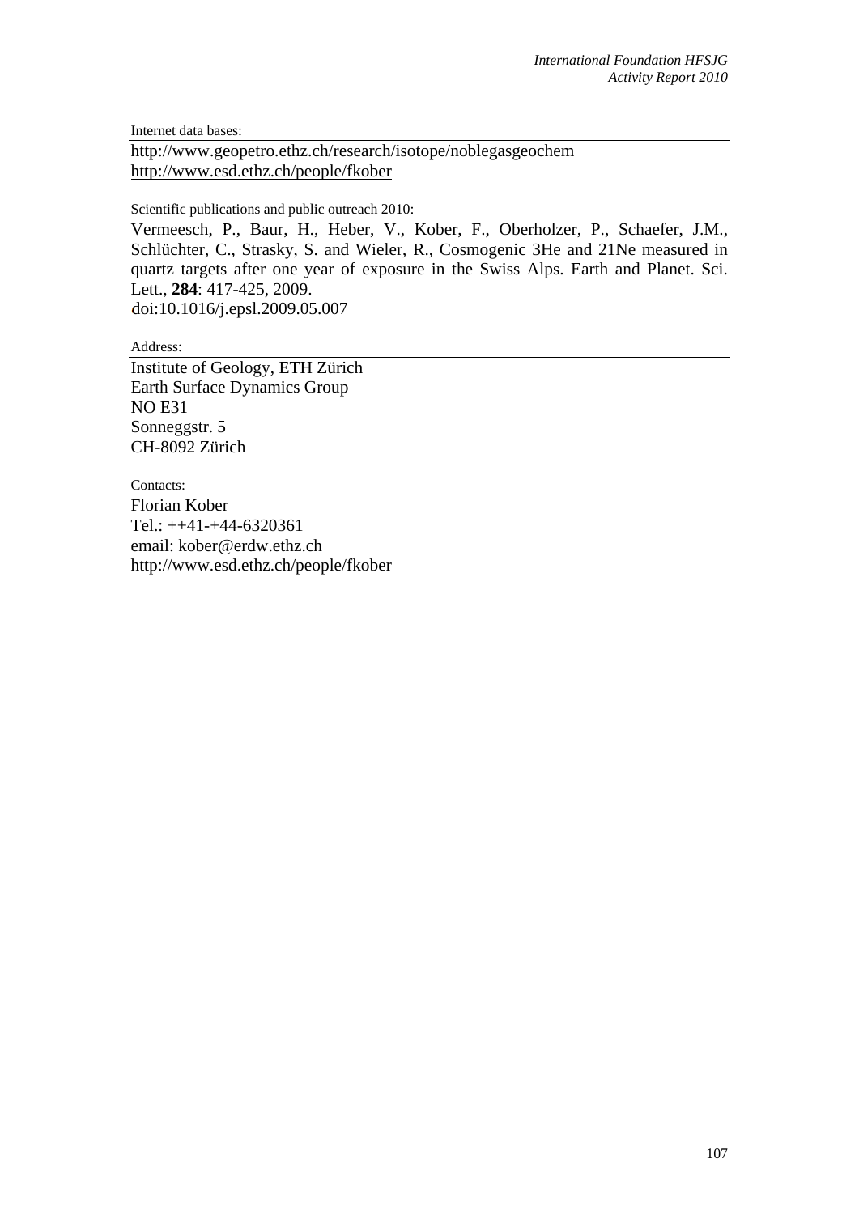Internet data bases:

http://www.geopetro.ethz.ch/research/isotope/noblegasgeochem
http://www.esd.ethz.ch/people/fkober

Scientific publications and public outreach 2010:

Vermeesch, P., Baur, H., Heber, V., Kober, F., Oberholzer, P., Schaefer, J.M., Schlüchter, C., Strasky, S. and Wieler, R., Cosmogenic 3He and 21Ne measured in quartz targets after one year of exposure in the Swiss Alps. Earth and Planet. Sci. Lett., **284**: 417-425, 2009.
doi:10.1016/j.epsl.2009.05.007

Address:

Institute of Geology, ETH Zürich
Earth Surface Dynamics Group
NO E31
Sonneggstr. 5
CH-8092 Zürich

Contacts:

Florian Kober
Tel.: ++41-+44-6320361
email: kober@erdw.ethz.ch
http://www.esd.ethz.ch/people/fkober